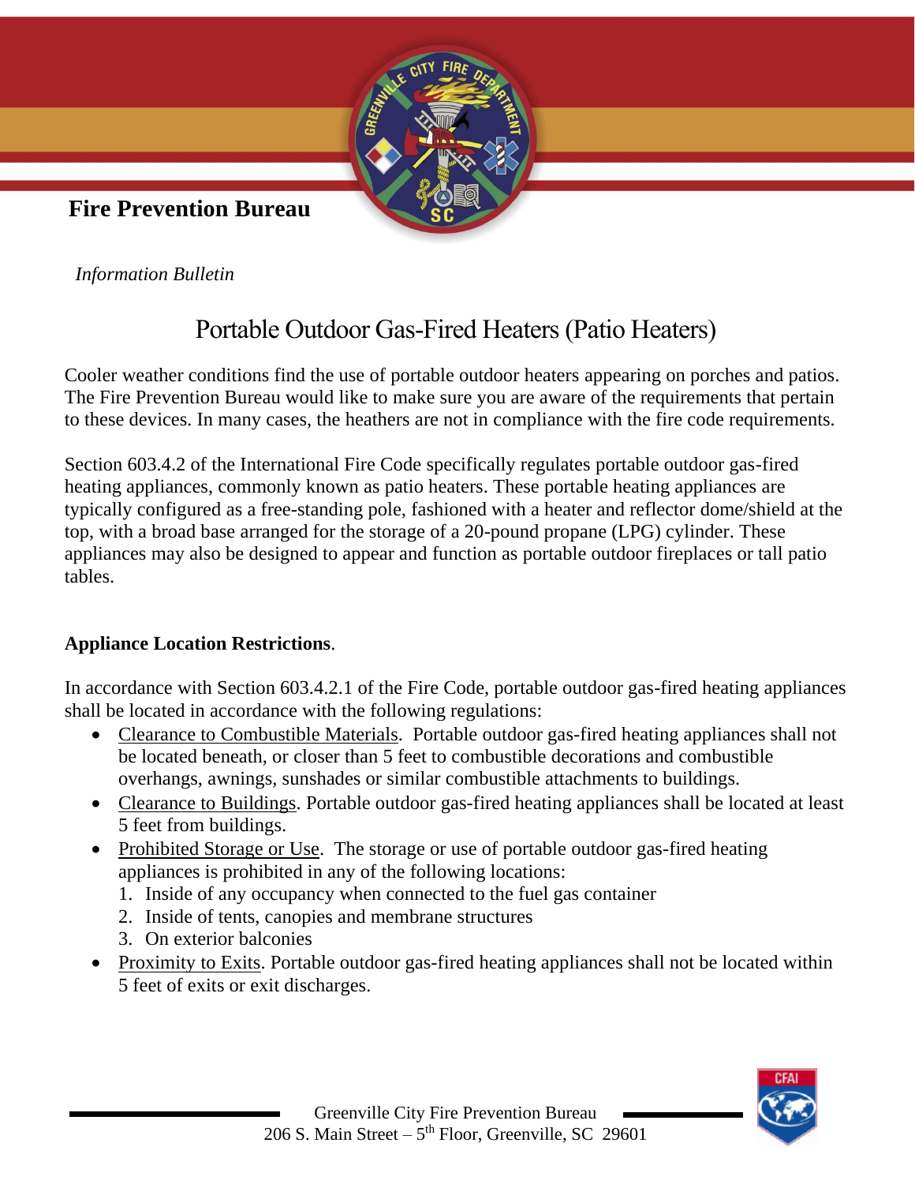**Fire Prevention Bureau**

*Information Bulletin*

# Portable Outdoor Gas-Fired Heaters (Patio Heaters)

Cooler weather conditions find the use of portable outdoor heaters appearing on porches and patios. The Fire Prevention Bureau would like to make sure you are aware of the requirements that pertain to these devices. In many cases, the heathers are not in compliance with the fire code requirements.

Section 603.4.2 of the International Fire Code specifically regulates portable outdoor gas-fired heating appliances, commonly known as patio heaters. These portable heating appliances are typically configured as a free-standing pole, fashioned with a heater and reflector dome/shield at the top, with a broad base arranged for the storage of a 20-pound propane (LPG) cylinder. These appliances may also be designed to appear and function as portable outdoor fireplaces or tall patio tables.

**Appliance Location Restrictions**.

In accordance with Section 603.4.2.1 of the Fire Code, portable outdoor gas-fired heating appliances shall be located in accordance with the following regulations:

- Clearance to Combustible Materials. Portable outdoor gas-fired heating appliances shall not be located beneath, or closer than 5 feet to combustible decorations and combustible overhangs, awnings, sunshades or similar combustible attachments to buildings.
- Clearance to Buildings. Portable outdoor gas-fired heating appliances shall be located at least 5 feet from buildings.
- Prohibited Storage or Use. The storage or use of portable outdoor gas-fired heating appliances is prohibited in any of the following locations:
  1. Inside of any occupancy when connected to the fuel gas container
  2. Inside of tents, canopies and membrane structures
  3. On exterior balconies
- Proximity to Exits. Portable outdoor gas-fired heating appliances shall not be located within 5 feet of exits or exit discharges.

Greenville City Fire Prevention Bureau
206 S. Main Street – 5th Floor, Greenville, SC 29601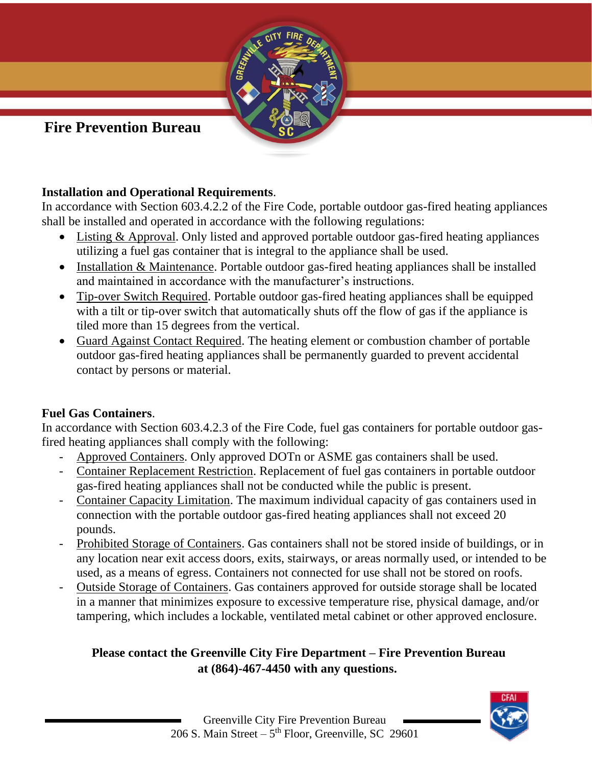## Fire Prevention Bureau

**Installation and Operational Requirements**.

In accordance with Section 603.4.2.2 of the Fire Code, portable outdoor gas-fired heating appliances shall be installed and operated in accordance with the following regulations:

- Listing & Approval. Only listed and approved portable outdoor gas-fired heating appliances utilizing a fuel gas container that is integral to the appliance shall be used.
- Installation & Maintenance. Portable outdoor gas-fired heating appliances shall be installed and maintained in accordance with the manufacturer's instructions.
- Tip-over Switch Required. Portable outdoor gas-fired heating appliances shall be equipped with a tilt or tip-over switch that automatically shuts off the flow of gas if the appliance is tiled more than 15 degrees from the vertical.
- Guard Against Contact Required. The heating element or combustion chamber of portable outdoor gas-fired heating appliances shall be permanently guarded to prevent accidental contact by persons or material.

**Fuel Gas Containers**.

In accordance with Section 603.4.2.3 of the Fire Code, fuel gas containers for portable outdoor gas-fired heating appliances shall comply with the following:

- Approved Containers. Only approved DOTn or ASME gas containers shall be used.
- Container Replacement Restriction. Replacement of fuel gas containers in portable outdoor gas-fired heating appliances shall not be conducted while the public is present.
- Container Capacity Limitation. The maximum individual capacity of gas containers used in connection with the portable outdoor gas-fired heating appliances shall not exceed 20 pounds.
- Prohibited Storage of Containers. Gas containers shall not be stored inside of buildings, or in any location near exit access doors, exits, stairways, or areas normally used, or intended to be used, as a means of egress. Containers not connected for use shall not be stored on roofs.
- Outside Storage of Containers. Gas containers approved for outside storage shall be located in a manner that minimizes exposure to excessive temperature rise, physical damage, and/or tampering, which includes a lockable, ventilated metal cabinet or other approved enclosure.

**Please contact the Greenville City Fire Department – Fire Prevention Bureau at (864)-467-4450 with any questions.**

Greenville City Fire Prevention Bureau
206 S. Main Street – 5th Floor, Greenville, SC 29601